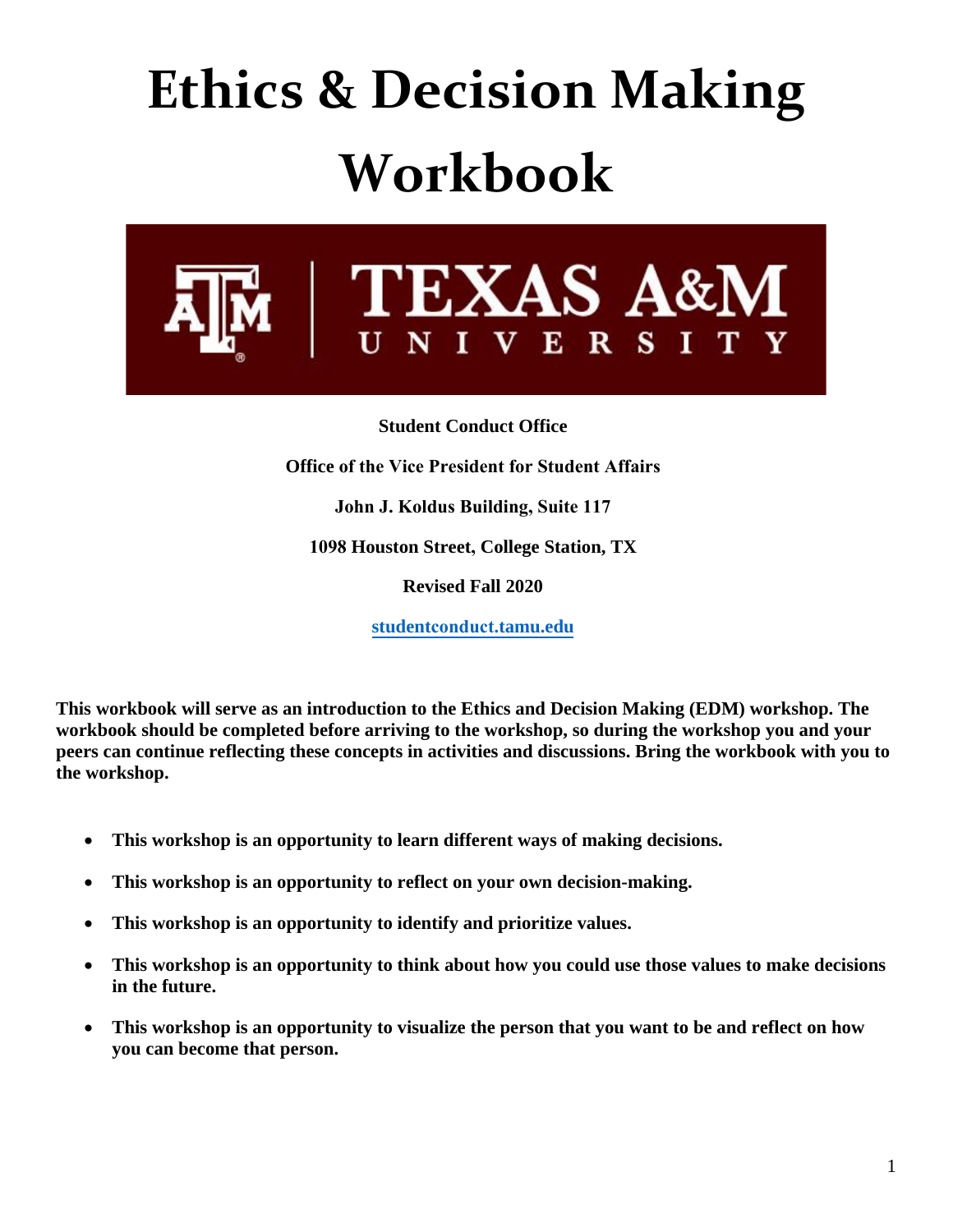# Ethics & Decision Making Workbook

**Student Conduct Office**

**Office of the Vice President for Student Affairs**

**John J. Koldus Building, Suite 117**

**1098 Houston Street, College Station, TX**

**Revised Fall 2020**

**[studentconduct.tamu.edu](studentconduct.tamu.edu)**

**This workbook will serve as an introduction to the Ethics and Decision Making (EDM) workshop. The workbook should be completed before arriving to the workshop, so during the workshop you and your peers can continue reflecting these concepts in activities and discussions. Bring the workbook with you to the workshop.**

- **This workshop is an opportunity to learn different ways of making decisions.**
- **This workshop is an opportunity to reflect on your own decision-making.**
- **This workshop is an opportunity to identify and prioritize values.**
- **This workshop is an opportunity to think about how you could use those values to make decisions in the future.**
- **This workshop is an opportunity to visualize the person that you want to be and reflect on how you can become that person.**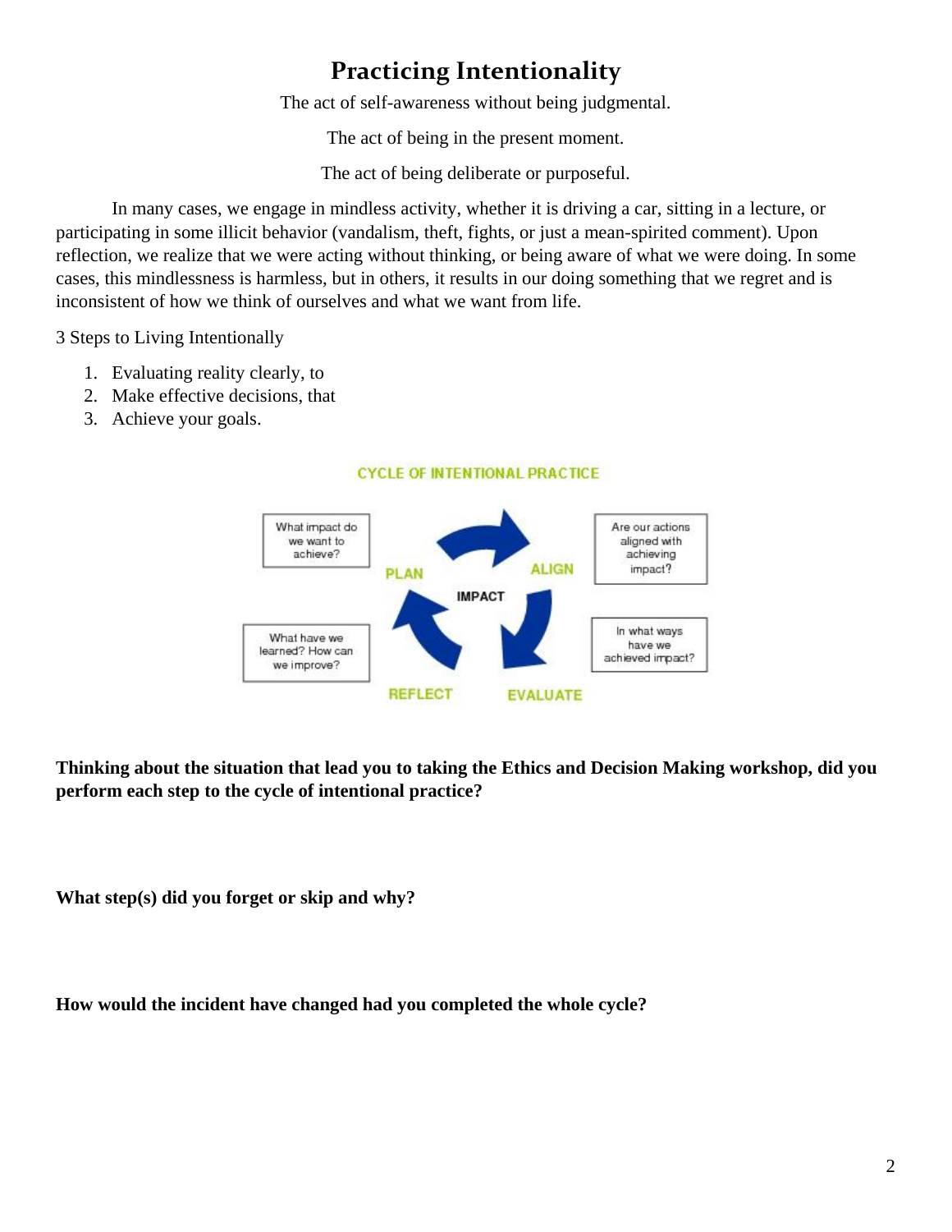# Practicing Intentionality

The act of self-awareness without being judgmental.

The act of being in the present moment.

The act of being deliberate or purposeful.

In many cases, we engage in mindless activity, whether it is driving a car, sitting in a lecture, or participating in some illicit behavior (vandalism, theft, fights, or just a mean-spirited comment). Upon reflection, we realize that we were acting without thinking, or being aware of what we were doing. In some cases, this mindlessness is harmless, but in others, it results in our doing something that we regret and is inconsistent of how we think of ourselves and what we want from life.

3 Steps to Living Intentionally

1. Evaluating reality clearly, to
2. Make effective decisions, that
3. Achieve your goals.

CYCLE OF INTENTIONAL PRACTICE

IMPACT

PLAN — What impact do we want to achieve?

ALIGN — Are our actions aligned with achieving impact?

EVALUATE — In what ways have we achieved impact?

REFLECT — What have we learned? How can we improve?

**Thinking about the situation that lead you to taking the Ethics and Decision Making workshop, did you perform each step to the cycle of intentional practice?**

**What step(s) did you forget or skip and why?**

**How would the incident have changed had you completed the whole cycle?**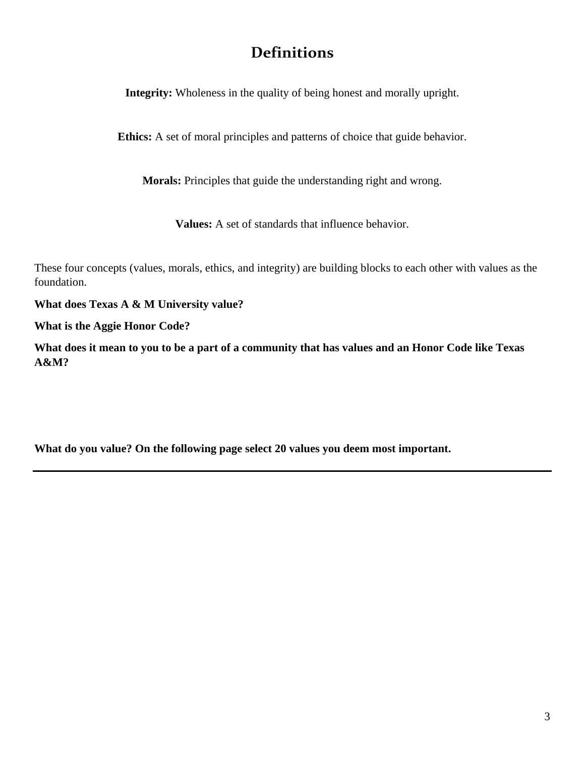# Definitions

**Integrity:** Wholeness in the quality of being honest and morally upright.

**Ethics:** A set of moral principles and patterns of choice that guide behavior.

**Morals:** Principles that guide the understanding right and wrong.

**Values:** A set of standards that influence behavior.

These four concepts (values, morals, ethics, and integrity) are building blocks to each other with values as the foundation.

**What does Texas A & M University value?**

**What is the Aggie Honor Code?**

**What does it mean to you to be a part of a community that has values and an Honor Code like Texas A&M?**

**What do you value? On the following page select 20 values you deem most important.**

---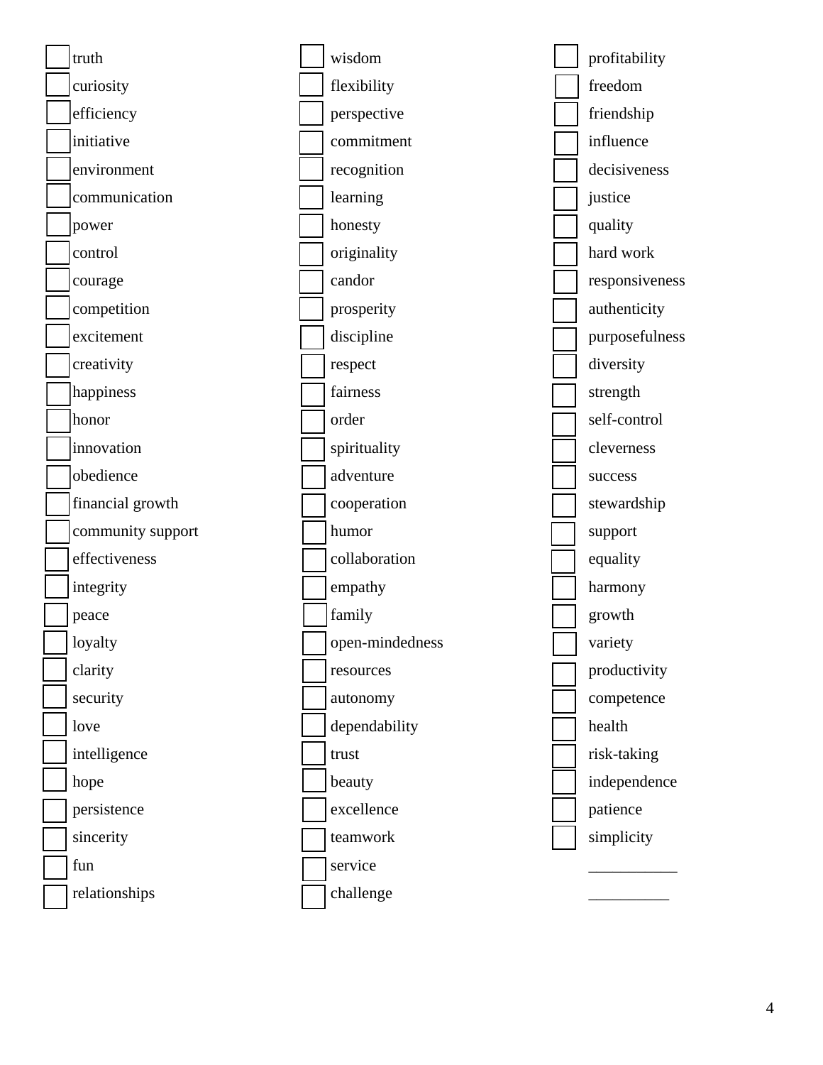- [ ] truth
- [ ] curiosity
- [ ] efficiency
- [ ] initiative
- [ ] environment
- [ ] communication
- [ ] power
- [ ] control
- [ ] courage
- [ ] competition
- [ ] excitement
- [ ] creativity
- [ ] happiness
- [ ] honor
- [ ] innovation
- [ ] obedience
- [ ] financial growth
- [ ] community support
- [ ] effectiveness
- [ ] integrity
- [ ] peace
- [ ] loyalty
- [ ] clarity
- [ ] security
- [ ] love
- [ ] intelligence
- [ ] hope
- [ ] persistence
- [ ] sincerity
- [ ] fun
- [ ] relationships
- [ ] wisdom
- [ ] flexibility
- [ ] perspective
- [ ] commitment
- [ ] recognition
- [ ] learning
- [ ] honesty
- [ ] originality
- [ ] candor
- [ ] prosperity
- [ ] discipline
- [ ] respect
- [ ] fairness
- [ ] order
- [ ] spirituality
- [ ] adventure
- [ ] cooperation
- [ ] humor
- [ ] collaboration
- [ ] empathy
- [ ] family
- [ ] open-mindedness
- [ ] resources
- [ ] autonomy
- [ ] dependability
- [ ] trust
- [ ] beauty
- [ ] excellence
- [ ] teamwork
- [ ] service
- [ ] challenge
- [ ] profitability
- [ ] freedom
- [ ] friendship
- [ ] influence
- [ ] decisiveness
- [ ] justice
- [ ] quality
- [ ] hard work
- [ ] responsiveness
- [ ] authenticity
- [ ] purposefulness
- [ ] diversity
- [ ] strength
- [ ] self-control
- [ ] cleverness
- [ ] success
- [ ] stewardship
- [ ] support
- [ ] equality
- [ ] harmony
- [ ] growth
- [ ] variety
- [ ] productivity
- [ ] competence
- [ ] health
- [ ] risk-taking
- [ ] independence
- [ ] patience
- [ ] simplicity

___________

__________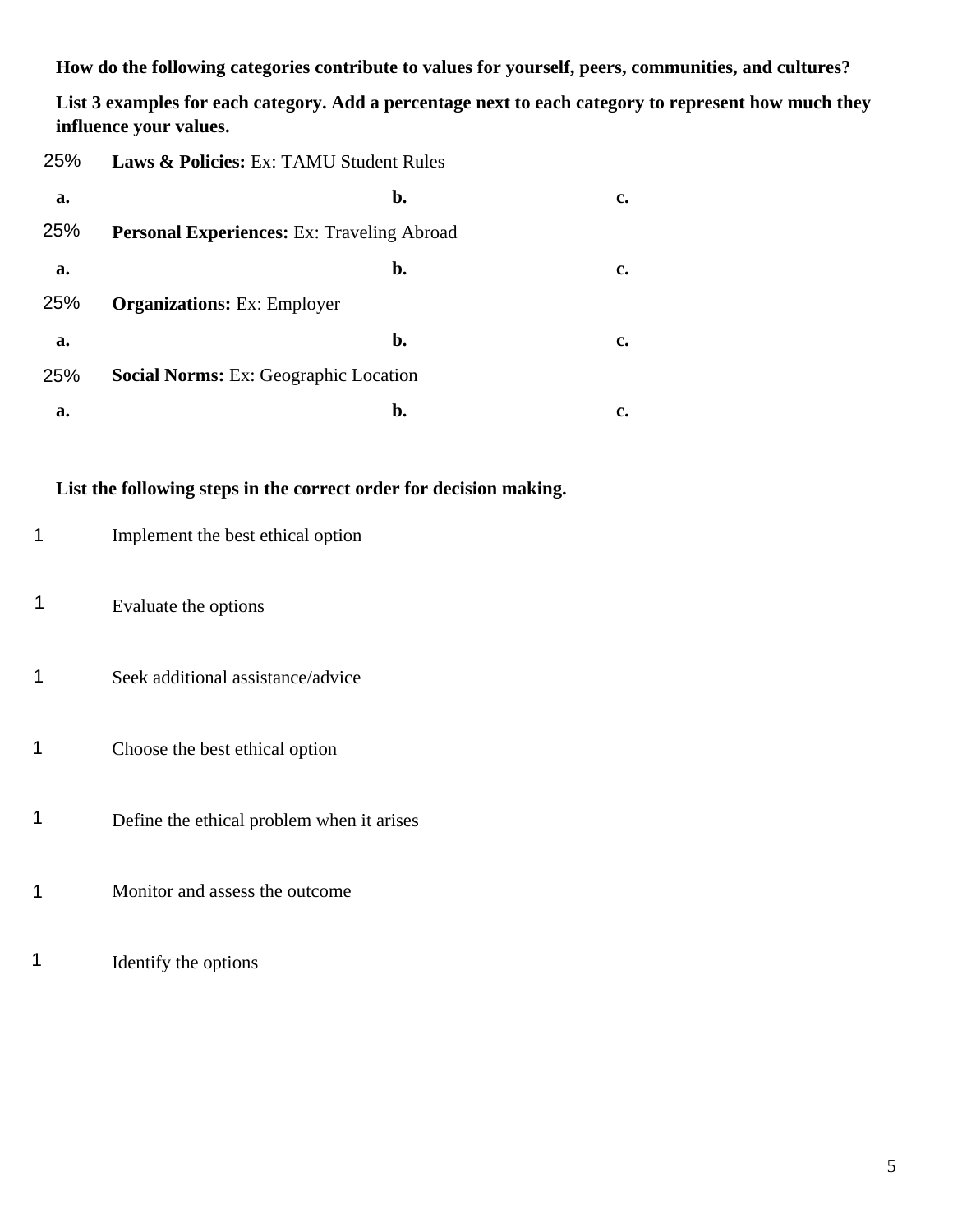**How do the following categories contribute to values for yourself, peers, communities, and cultures?**

**List 3 examples for each category. Add a percentage next to each category to represent how much they influence your values.**

25% **Laws & Policies:** Ex: TAMU Student Rules

**a.** **b.** **c.**

25% **Personal Experiences:** Ex: Traveling Abroad

**a.** **b.** **c.**

25% **Organizations:** Ex: Employer

**a.** **b.** **c.**

25% **Social Norms:** Ex: Geographic Location

**a.** **b.** **c.**

**List the following steps in the correct order for decision making.**

1 Implement the best ethical option

1 Evaluate the options

1 Seek additional assistance/advice

1 Choose the best ethical option

1 Define the ethical problem when it arises

1 Monitor and assess the outcome

1 Identify the options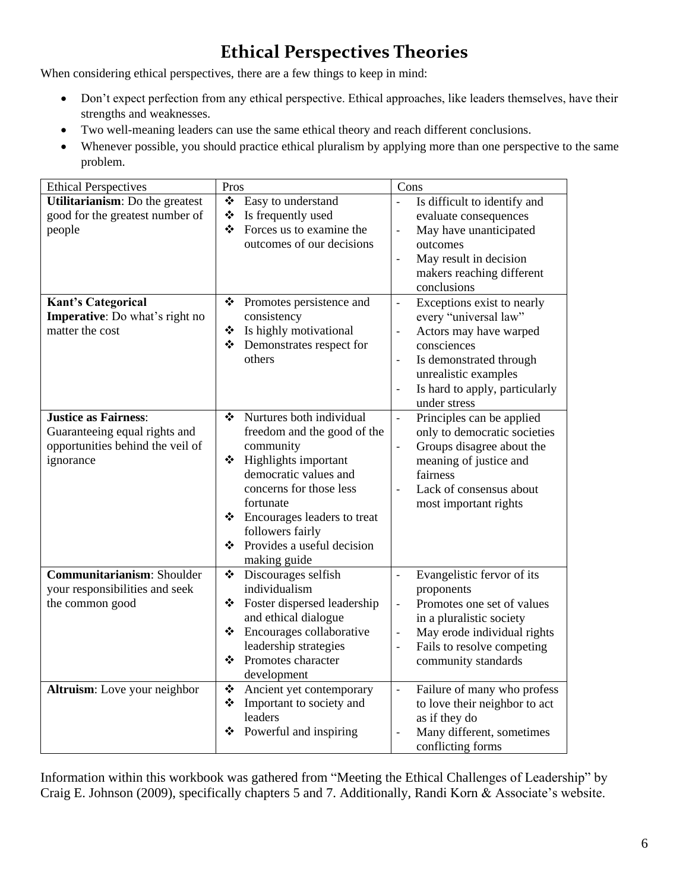# Ethical Perspectives Theories

When considering ethical perspectives, there are a few things to keep in mind:

- Don't expect perfection from any ethical perspective. Ethical approaches, like leaders themselves, have their strengths and weaknesses.
- Two well-meaning leaders can use the same ethical theory and reach different conclusions.
- Whenever possible, you should practice ethical pluralism by applying more than one perspective to the same problem.

| Ethical Perspectives | Pros | Cons |
|---|---|---|
| **Utilitarianism**: Do the greatest good for the greatest number of people | ❖ Easy to understand<br>❖ Is frequently used<br>❖ Forces us to examine the outcomes of our decisions | - Is difficult to identify and evaluate consequences<br>- May have unanticipated outcomes<br>- May result in decision makers reaching different conclusions |
| **Kant's Categorical Imperative**: Do what's right no matter the cost | ❖ Promotes persistence and consistency<br>❖ Is highly motivational<br>❖ Demonstrates respect for others | - Exceptions exist to nearly every "universal law"<br>- Actors may have warped consciences<br>- Is demonstrated through unrealistic examples<br>- Is hard to apply, particularly under stress |
| **Justice as Fairness**: Guaranteeing equal rights and opportunities behind the veil of ignorance | ❖ Nurtures both individual freedom and the good of the community<br>❖ Highlights important democratic values and concerns for those less fortunate<br>❖ Encourages leaders to treat followers fairly<br>❖ Provides a useful decision making guide | - Principles can be applied only to democratic societies<br>- Groups disagree about the meaning of justice and fairness<br>- Lack of consensus about most important rights |
| **Communitarianism**: Shoulder your responsibilities and seek the common good | ❖ Discourages selfish individualism<br>❖ Foster dispersed leadership and ethical dialogue<br>❖ Encourages collaborative leadership strategies<br>❖ Promotes character development | - Evangelistic fervor of its proponents<br>- Promotes one set of values in a pluralistic society<br>- May erode individual rights<br>- Fails to resolve competing community standards |
| **Altruism**: Love your neighbor | ❖ Ancient yet contemporary<br>❖ Important to society and leaders<br>❖ Powerful and inspiring | - Failure of many who profess to love their neighbor to act as if they do<br>- Many different, sometimes conflicting forms |

Information within this workbook was gathered from "Meeting the Ethical Challenges of Leadership" by Craig E. Johnson (2009), specifically chapters 5 and 7. Additionally, Randi Korn & Associate's website.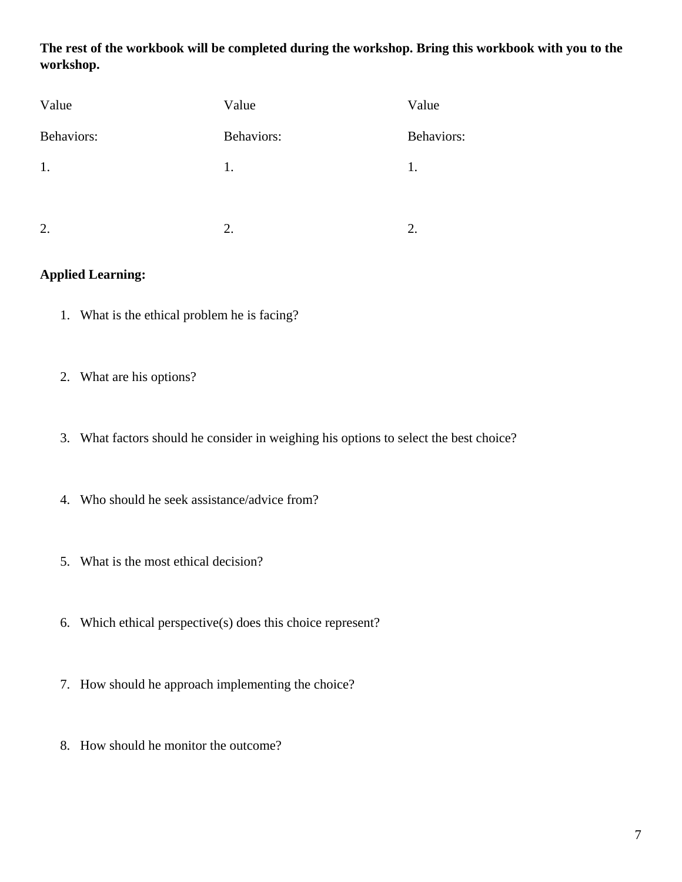**The rest of the workbook will be completed during the workshop. Bring this workbook with you to the workshop.**

| | | |
|---|---|---|
| Value | Value | Value |
| Behaviors: | Behaviors: | Behaviors: |
| 1. | 1. | 1. |
| 2. | 2. | 2. |

**Applied Learning:**

1. What is the ethical problem he is facing?

2. What are his options?

3. What factors should he consider in weighing his options to select the best choice?

4. Who should he seek assistance/advice from?

5. What is the most ethical decision?

6. Which ethical perspective(s) does this choice represent?

7. How should he approach implementing the choice?

8. How should he monitor the outcome?